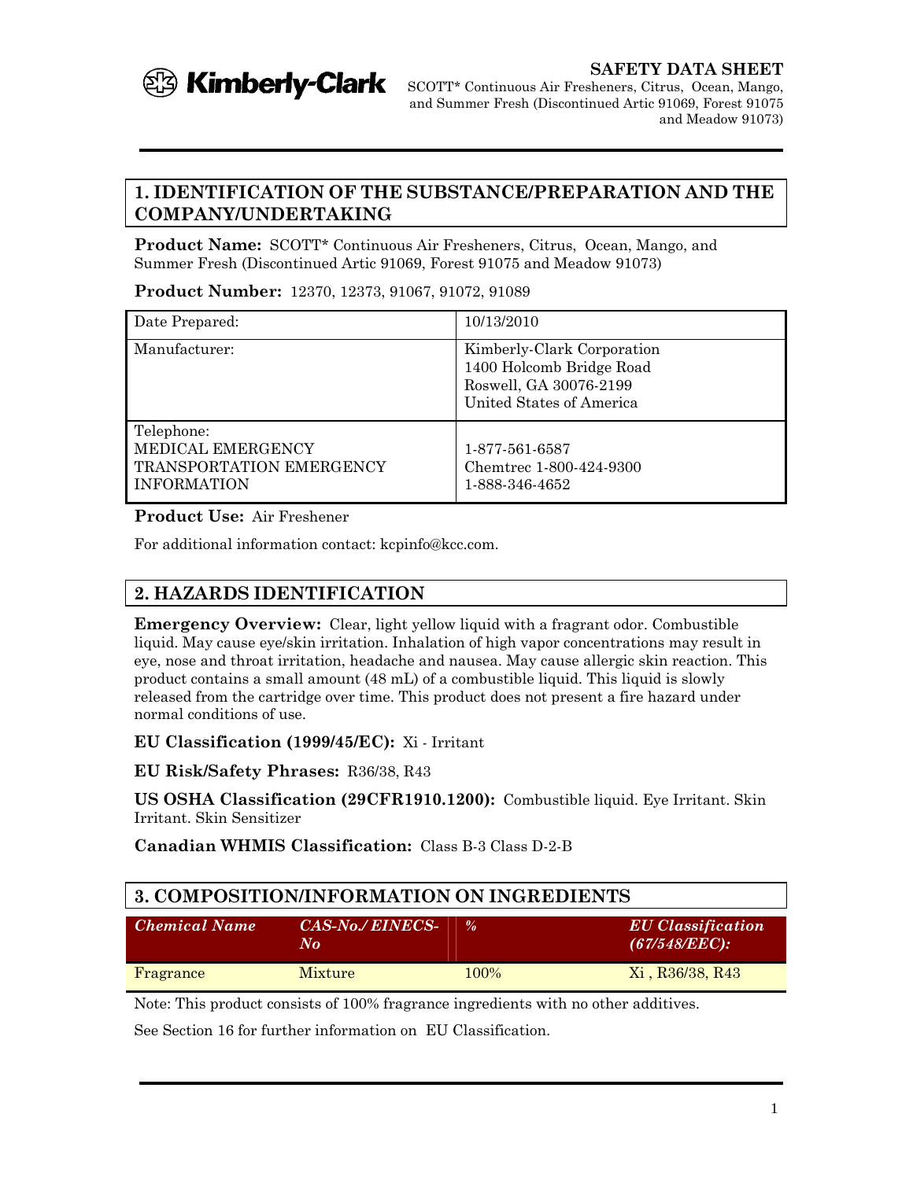# SAFETY DATA SHEET

SCOTT* Continuous Air Fresheners, Citrus, Ocean, Mango, and Summer Fresh (Discontinued Artic 91069, Forest 91075 and Meadow 91073)

## 1. IDENTIFICATION OF THE SUBSTANCE/PREPARATION AND THE COMPANY/UNDERTAKING

**Product Name:** SCOTT* Continuous Air Fresheners, Citrus, Ocean, Mango, and Summer Fresh (Discontinued Artic 91069, Forest 91075 and Meadow 91073)

**Product Number:** 12370, 12373, 91067, 91072, 91089

| | |
|---|---|
| Date Prepared: | 10/13/2010 |
| Manufacturer: | Kimberly-Clark Corporation<br>1400 Holcomb Bridge Road<br>Roswell, GA 30076-2199<br>United States of America |
| Telephone:<br>MEDICAL EMERGENCY<br>TRANSPORTATION EMERGENCY<br>INFORMATION | <br>1-877-561-6587<br>Chemtrec 1-800-424-9300<br>1-888-346-4652 |

**Product Use:** Air Freshener

For additional information contact: kcpinfo@kcc.com.

## 2. HAZARDS IDENTIFICATION

**Emergency Overview:** Clear, light yellow liquid with a fragrant odor. Combustible liquid. May cause eye/skin irritation. Inhalation of high vapor concentrations may result in eye, nose and throat irritation, headache and nausea. May cause allergic skin reaction. This product contains a small amount (48 mL) of a combustible liquid. This liquid is slowly released from the cartridge over time. This product does not present a fire hazard under normal conditions of use.

**EU Classification (1999/45/EC):** Xi - Irritant

**EU Risk/Safety Phrases:** R36/38, R43

**US OSHA Classification (29CFR1910.1200):** Combustible liquid. Eye Irritant. Skin Irritant. Skin Sensitizer

**Canadian WHMIS Classification:** Class B-3 Class D-2-B

## 3. COMPOSITION/INFORMATION ON INGREDIENTS

| *Chemical Name* | *CAS-No./ EINECS-No* | *%* | *EU Classification (67/548/EEC):* |
|---|---|---|---|
| Fragrance | Mixture | 100% | Xi , R36/38, R43 |

Note: This product consists of 100% fragrance ingredients with no other additives.

See Section 16 for further information on EU Classification.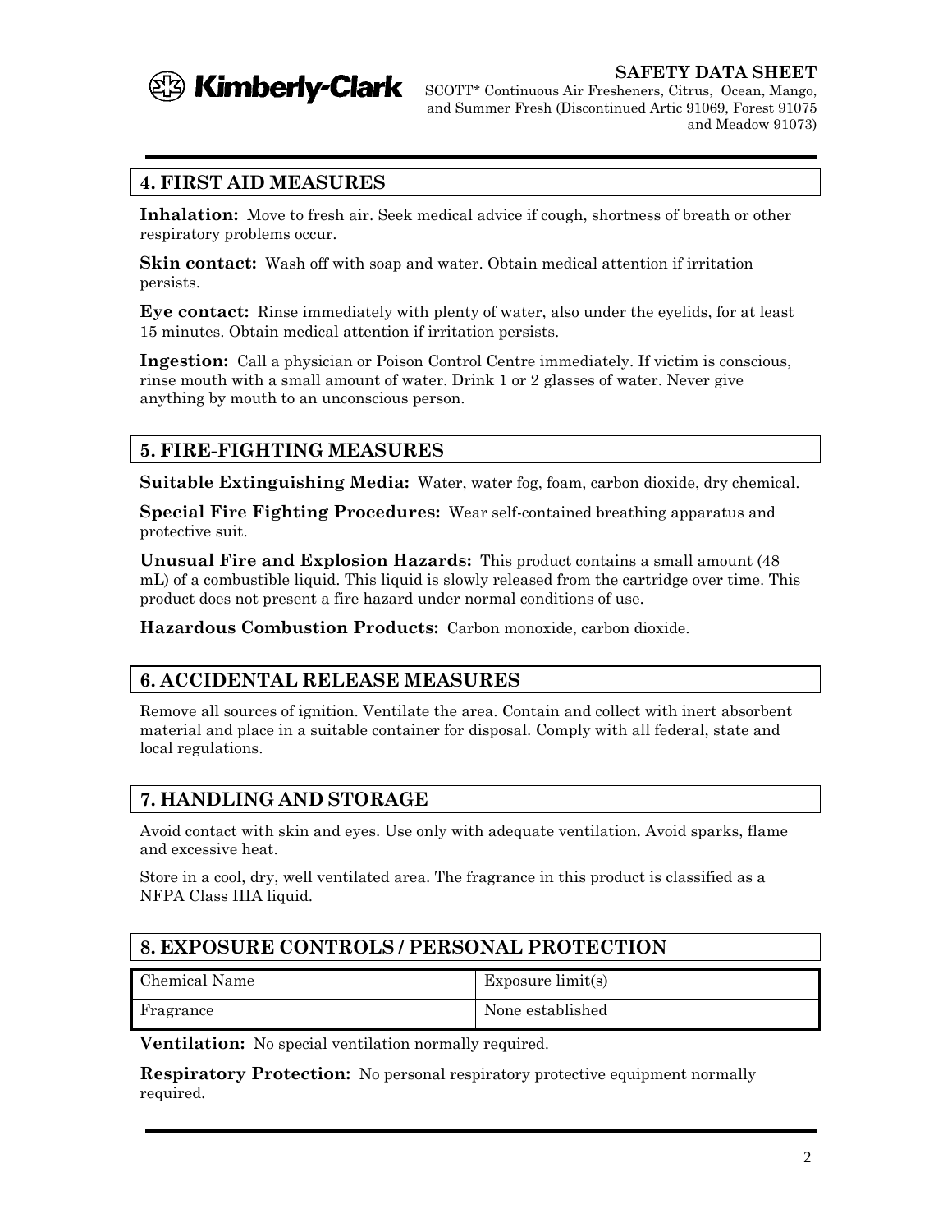## 4. FIRST AID MEASURES

**Inhalation:** Move to fresh air. Seek medical advice if cough, shortness of breath or other respiratory problems occur.

**Skin contact:** Wash off with soap and water. Obtain medical attention if irritation persists.

**Eye contact:** Rinse immediately with plenty of water, also under the eyelids, for at least 15 minutes. Obtain medical attention if irritation persists.

**Ingestion:** Call a physician or Poison Control Centre immediately. If victim is conscious, rinse mouth with a small amount of water. Drink 1 or 2 glasses of water. Never give anything by mouth to an unconscious person.

## 5. FIRE-FIGHTING MEASURES

**Suitable Extinguishing Media:** Water, water fog, foam, carbon dioxide, dry chemical.

**Special Fire Fighting Procedures:** Wear self-contained breathing apparatus and protective suit.

**Unusual Fire and Explosion Hazards:** This product contains a small amount (48 mL) of a combustible liquid. This liquid is slowly released from the cartridge over time. This product does not present a fire hazard under normal conditions of use.

**Hazardous Combustion Products:** Carbon monoxide, carbon dioxide.

## 6. ACCIDENTAL RELEASE MEASURES

Remove all sources of ignition. Ventilate the area. Contain and collect with inert absorbent material and place in a suitable container for disposal. Comply with all federal, state and local regulations.

## 7. HANDLING AND STORAGE

Avoid contact with skin and eyes. Use only with adequate ventilation. Avoid sparks, flame and excessive heat.

Store in a cool, dry, well ventilated area. The fragrance in this product is classified as a NFPA Class IIIA liquid.

## 8. EXPOSURE CONTROLS / PERSONAL PROTECTION

| Chemical Name | Exposure limit(s) |
|---|---|
| Fragrance | None established |

**Ventilation:** No special ventilation normally required.

**Respiratory Protection:** No personal respiratory protective equipment normally required.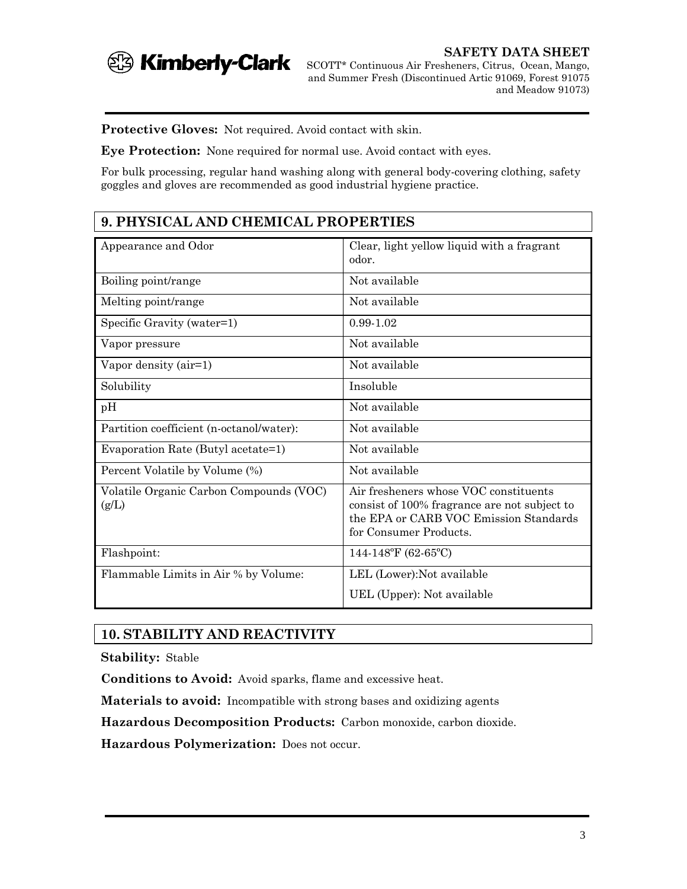**Protective Gloves:** Not required. Avoid contact with skin.

**Eye Protection:** None required for normal use. Avoid contact with eyes.

For bulk processing, regular hand washing along with general body-covering clothing, safety goggles and gloves are recommended as good industrial hygiene practice.

## 9. PHYSICAL AND CHEMICAL PROPERTIES

| | |
|---|---|
| Appearance and Odor | Clear, light yellow liquid with a fragrant odor. |
| Boiling point/range | Not available |
| Melting point/range | Not available |
| Specific Gravity (water=1) | 0.99-1.02 |
| Vapor pressure | Not available |
| Vapor density (air=1) | Not available |
| Solubility | Insoluble |
| pH | Not available |
| Partition coefficient (n-octanol/water): | Not available |
| Evaporation Rate (Butyl acetate=1) | Not available |
| Percent Volatile by Volume (%) | Not available |
| Volatile Organic Carbon Compounds (VOC) (g/L) | Air fresheners whose VOC constituents consist of 100% fragrance are not subject to the EPA or CARB VOC Emission Standards for Consumer Products. |
| Flashpoint: | 144-148ºF (62-65ºC) |
| Flammable Limits in Air % by Volume: | LEL (Lower):Not available<br>UEL (Upper): Not available |

## 10. STABILITY AND REACTIVITY

**Stability:** Stable

**Conditions to Avoid:** Avoid sparks, flame and excessive heat.

**Materials to avoid:** Incompatible with strong bases and oxidizing agents

**Hazardous Decomposition Products:** Carbon monoxide, carbon dioxide.

**Hazardous Polymerization:** Does not occur.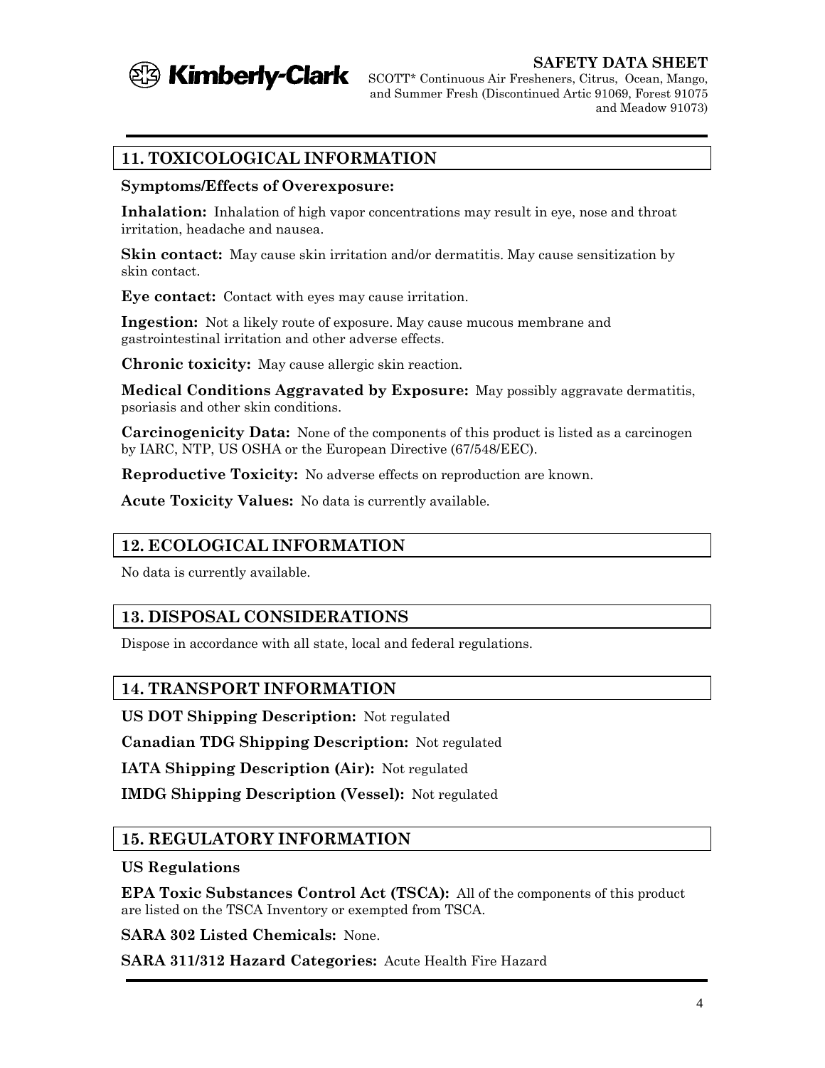## 11. TOXICOLOGICAL INFORMATION

**Symptoms/Effects of Overexposure:**

**Inhalation:** Inhalation of high vapor concentrations may result in eye, nose and throat irritation, headache and nausea.

**Skin contact:** May cause skin irritation and/or dermatitis. May cause sensitization by skin contact.

**Eye contact:** Contact with eyes may cause irritation.

**Ingestion:** Not a likely route of exposure. May cause mucous membrane and gastrointestinal irritation and other adverse effects.

**Chronic toxicity:** May cause allergic skin reaction.

**Medical Conditions Aggravated by Exposure:** May possibly aggravate dermatitis, psoriasis and other skin conditions.

**Carcinogenicity Data:** None of the components of this product is listed as a carcinogen by IARC, NTP, US OSHA or the European Directive (67/548/EEC).

**Reproductive Toxicity:** No adverse effects on reproduction are known.

**Acute Toxicity Values:** No data is currently available.

## 12. ECOLOGICAL INFORMATION

No data is currently available.

## 13. DISPOSAL CONSIDERATIONS

Dispose in accordance with all state, local and federal regulations.

## 14. TRANSPORT INFORMATION

**US DOT Shipping Description:** Not regulated

**Canadian TDG Shipping Description:** Not regulated

**IATA Shipping Description (Air):** Not regulated

**IMDG Shipping Description (Vessel):** Not regulated

## 15. REGULATORY INFORMATION

**US Regulations**

**EPA Toxic Substances Control Act (TSCA):** All of the components of this product are listed on the TSCA Inventory or exempted from TSCA.

**SARA 302 Listed Chemicals:** None.

**SARA 311/312 Hazard Categories:** Acute Health Fire Hazard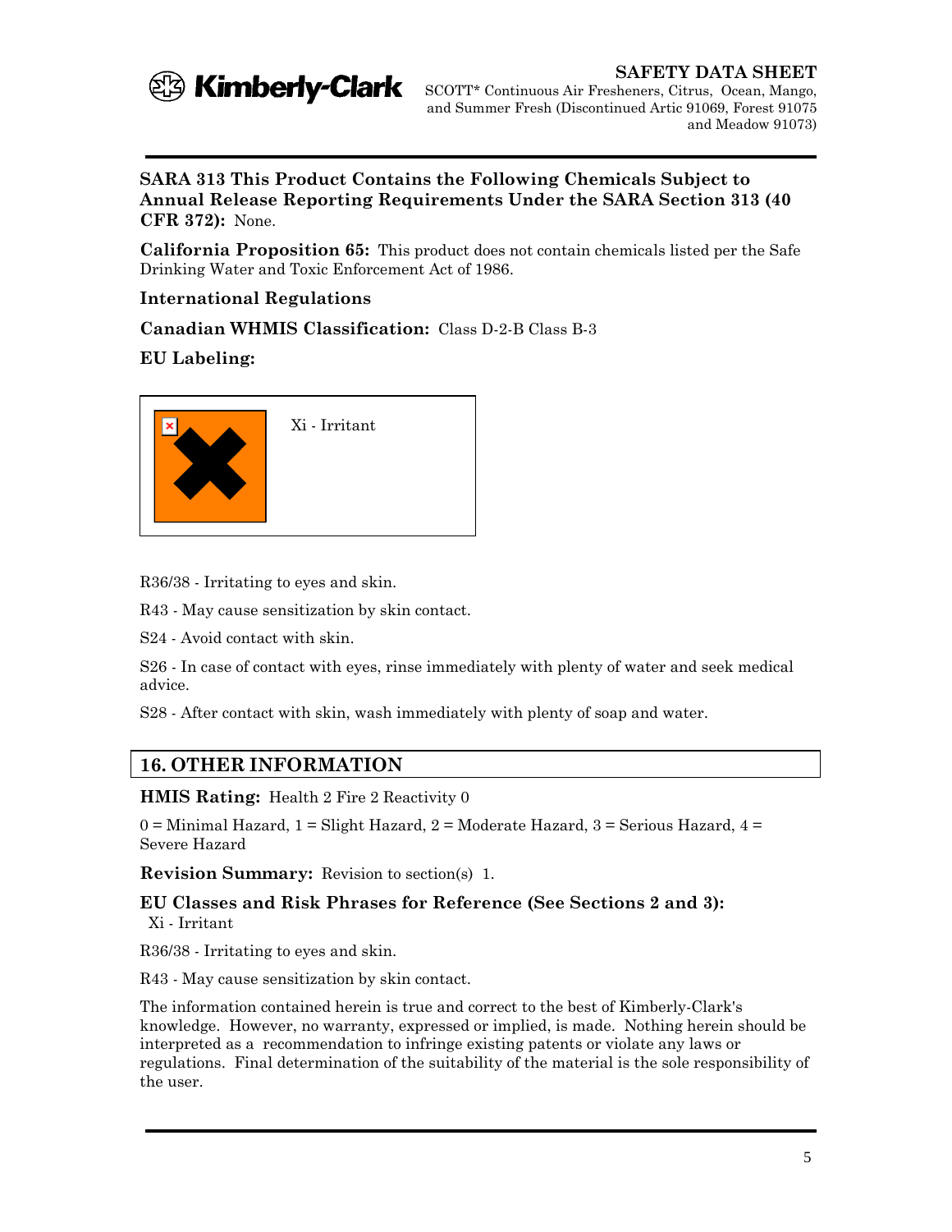**SARA 313 This Product Contains the Following Chemicals Subject to Annual Release Reporting Requirements Under the SARA Section 313 (40 CFR 372):** None.

**California Proposition 65:** This product does not contain chemicals listed per the Safe Drinking Water and Toxic Enforcement Act of 1986.

**International Regulations**

**Canadian WHMIS Classification:** Class D-2-B Class B-3

**EU Labeling:**

Xi - Irritant

R36/38 - Irritating to eyes and skin.

R43 - May cause sensitization by skin contact.

S24 - Avoid contact with skin.

S26 - In case of contact with eyes, rinse immediately with plenty of water and seek medical advice.

S28 - After contact with skin, wash immediately with plenty of soap and water.

## 16. OTHER INFORMATION

**HMIS Rating:** Health 2 Fire 2 Reactivity 0

0 = Minimal Hazard, 1 = Slight Hazard, 2 = Moderate Hazard, 3 = Serious Hazard, 4 = Severe Hazard

**Revision Summary:** Revision to section(s) 1.

**EU Classes and Risk Phrases for Reference (See Sections 2 and 3):**
Xi - Irritant

R36/38 - Irritating to eyes and skin.

R43 - May cause sensitization by skin contact.

The information contained herein is true and correct to the best of Kimberly-Clark's knowledge. However, no warranty, expressed or implied, is made. Nothing herein should be interpreted as a recommendation to infringe existing patents or violate any laws or regulations. Final determination of the suitability of the material is the sole responsibility of the user.